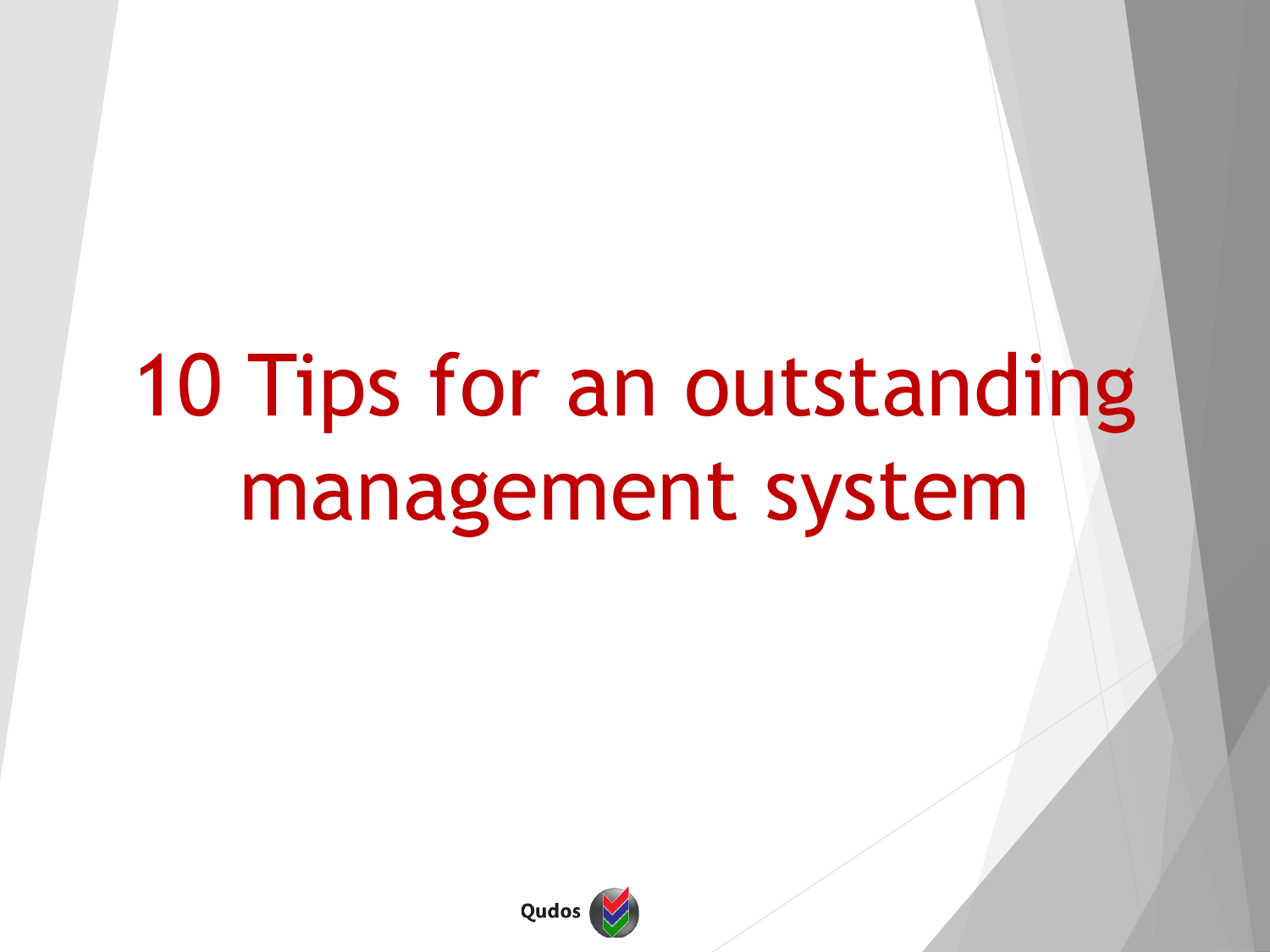# 10 Tips for an outstanding management system

Qudos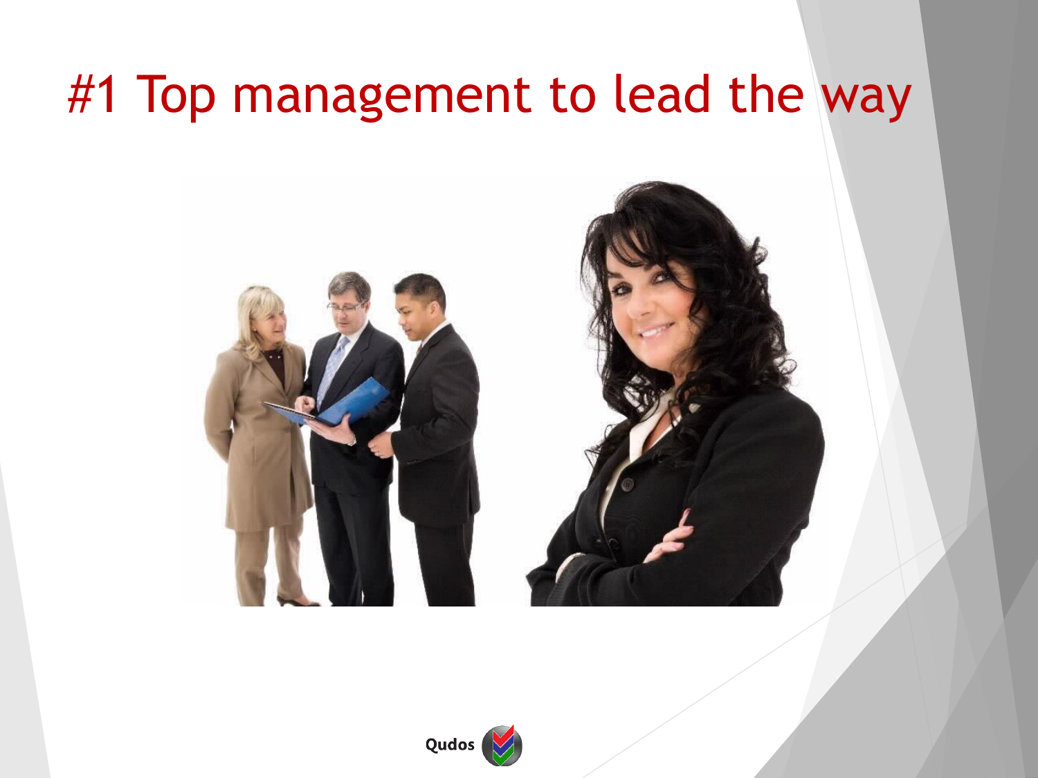# #1 Top management to lead the way

Qudos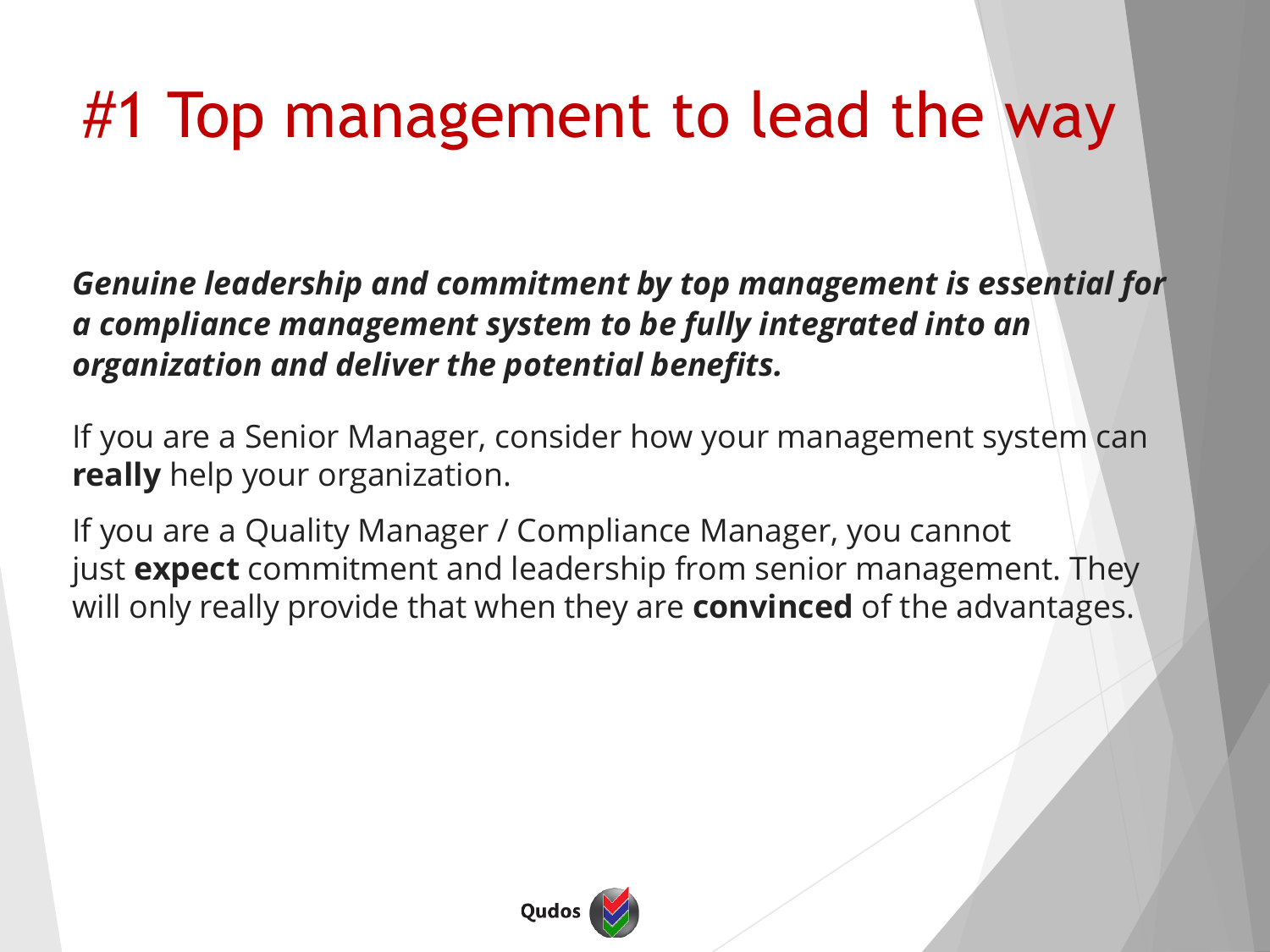# #1 Top management to lead the way

***Genuine leadership and commitment by top management is essential for a compliance management system to be fully integrated into an organization and deliver the potential benefits.***

If you are a Senior Manager, consider how your management system can **really** help your organization.

If you are a Quality Manager / Compliance Manager, you cannot just **expect** commitment and leadership from senior management. They will only really provide that when they are **convinced** of the advantages.

Qudos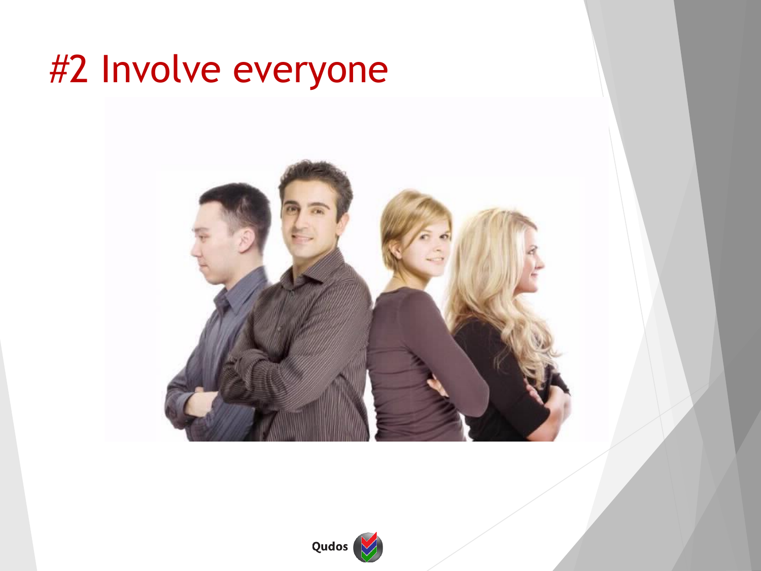# #2 Involve everyone

Qudos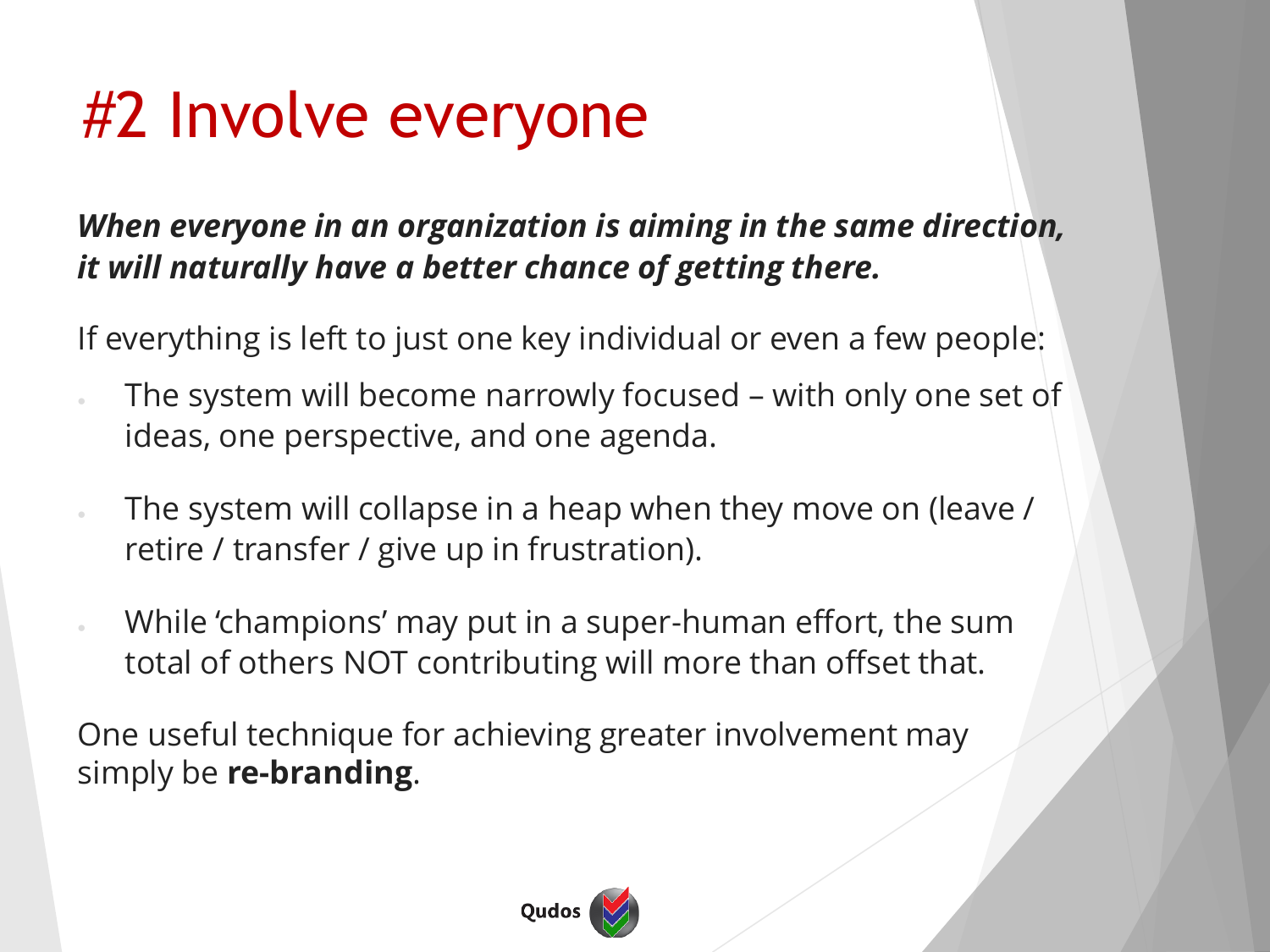# #2 Involve everyone

***When everyone in an organization is aiming in the same direction, it will naturally have a better chance of getting there.***

If everything is left to just one key individual or even a few people:

- The system will become narrowly focused – with only one set of ideas, one perspective, and one agenda.
- The system will collapse in a heap when they move on (leave / retire / transfer / give up in frustration).
- While 'champions' may put in a super-human effort, the sum total of others NOT contributing will more than offset that.

One useful technique for achieving greater involvement may simply be **re-branding**.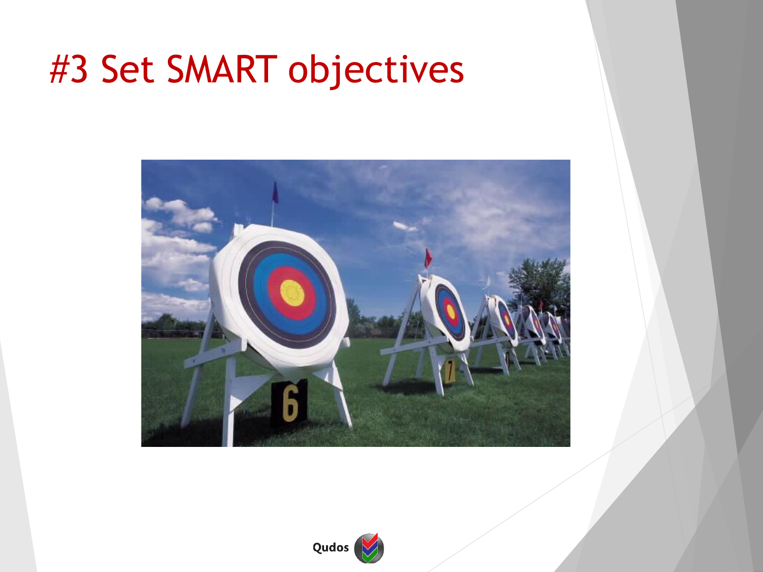# #3 Set SMART objectives

Qudos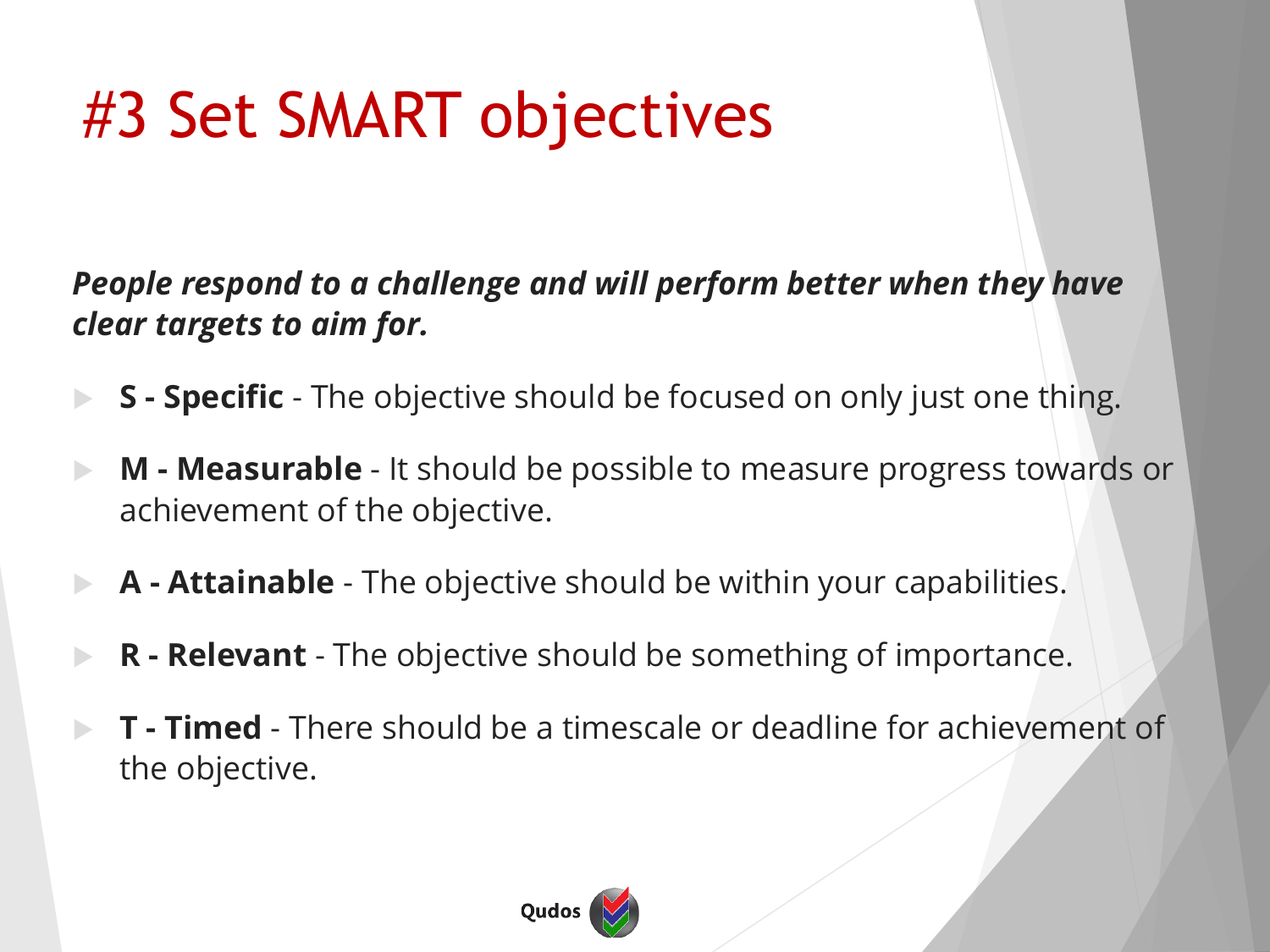# #3 Set SMART objectives

***People respond to a challenge and will perform better when they have clear targets to aim for.***

- **S - Specific** - The objective should be focused on only just one thing.
- **M - Measurable** - It should be possible to measure progress towards or achievement of the objective.
- **A - Attainable** - The objective should be within your capabilities.
- **R - Relevant** - The objective should be something of importance.
- **T - Timed** - There should be a timescale or deadline for achievement of the objective.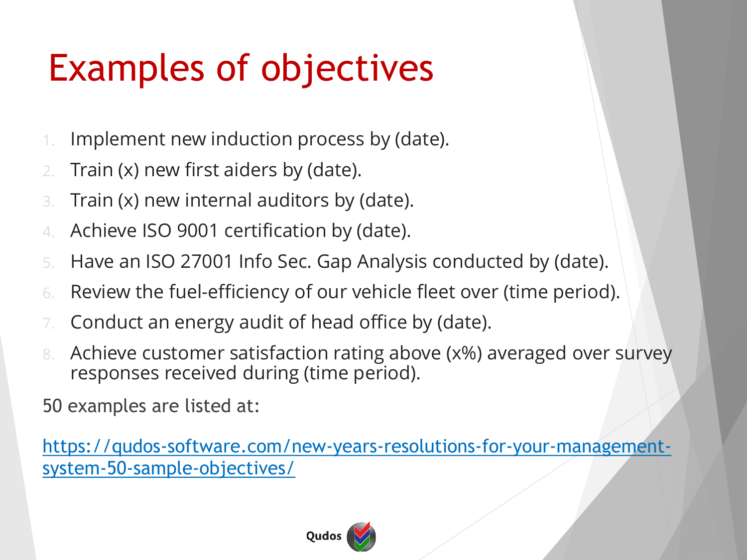# Examples of objectives

1. Implement new induction process by (date).
2. Train (x) new first aiders by (date).
3. Train (x) new internal auditors by (date).
4. Achieve ISO 9001 certification by (date).
5. Have an ISO 27001 Info Sec. Gap Analysis conducted by (date).
6. Review the fuel-efficiency of our vehicle fleet over (time period).
7. Conduct an energy audit of head office by (date).
8. Achieve customer satisfaction rating above (x%) averaged over survey responses received during (time period).

50 examples are listed at:

[https://qudos-software.com/new-years-resolutions-for-your-management-system-50-sample-objectives/](https://qudos-software.com/new-years-resolutions-for-your-management-system-50-sample-objectives/)

Qudos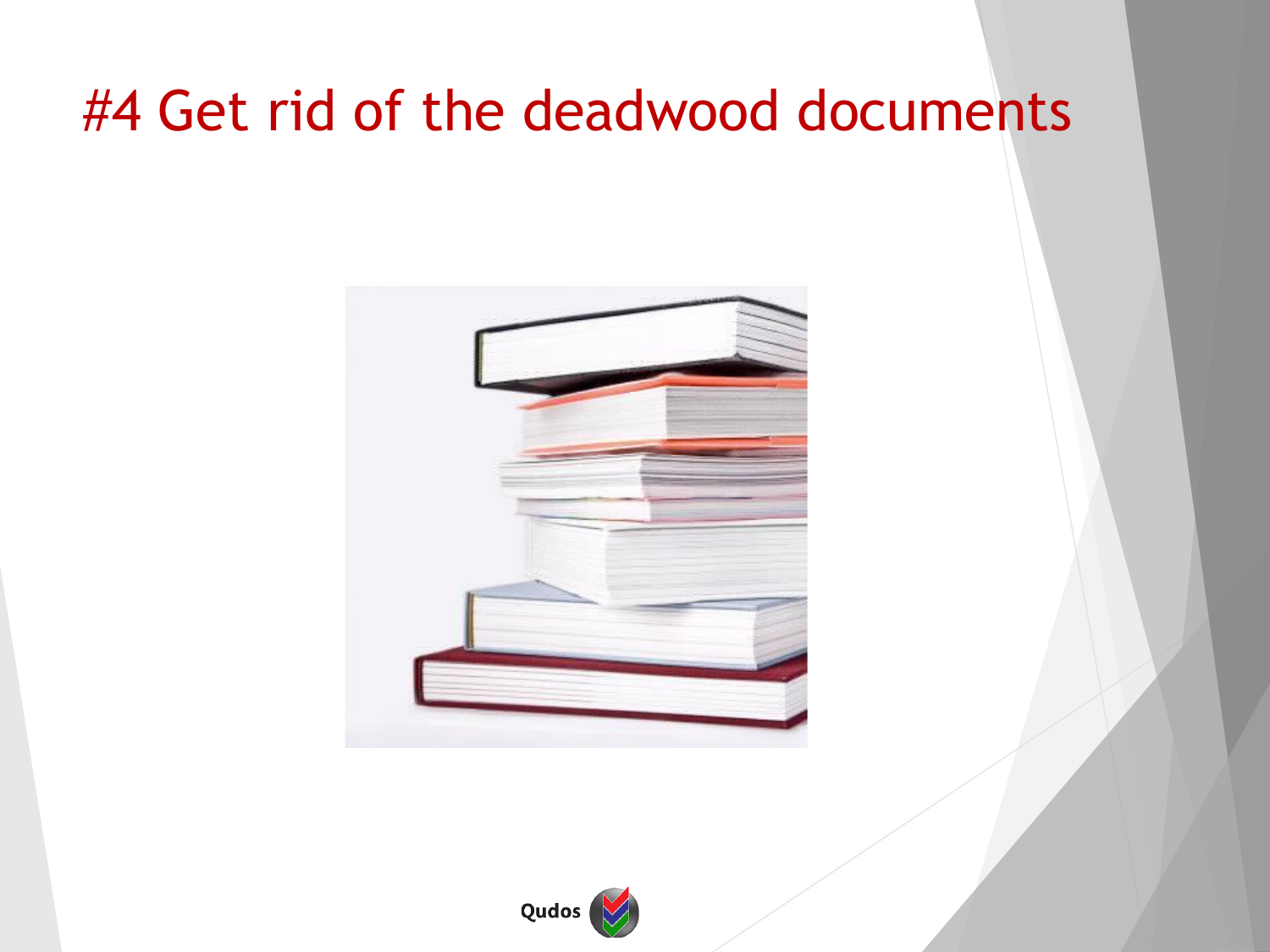# #4 Get rid of the deadwood documents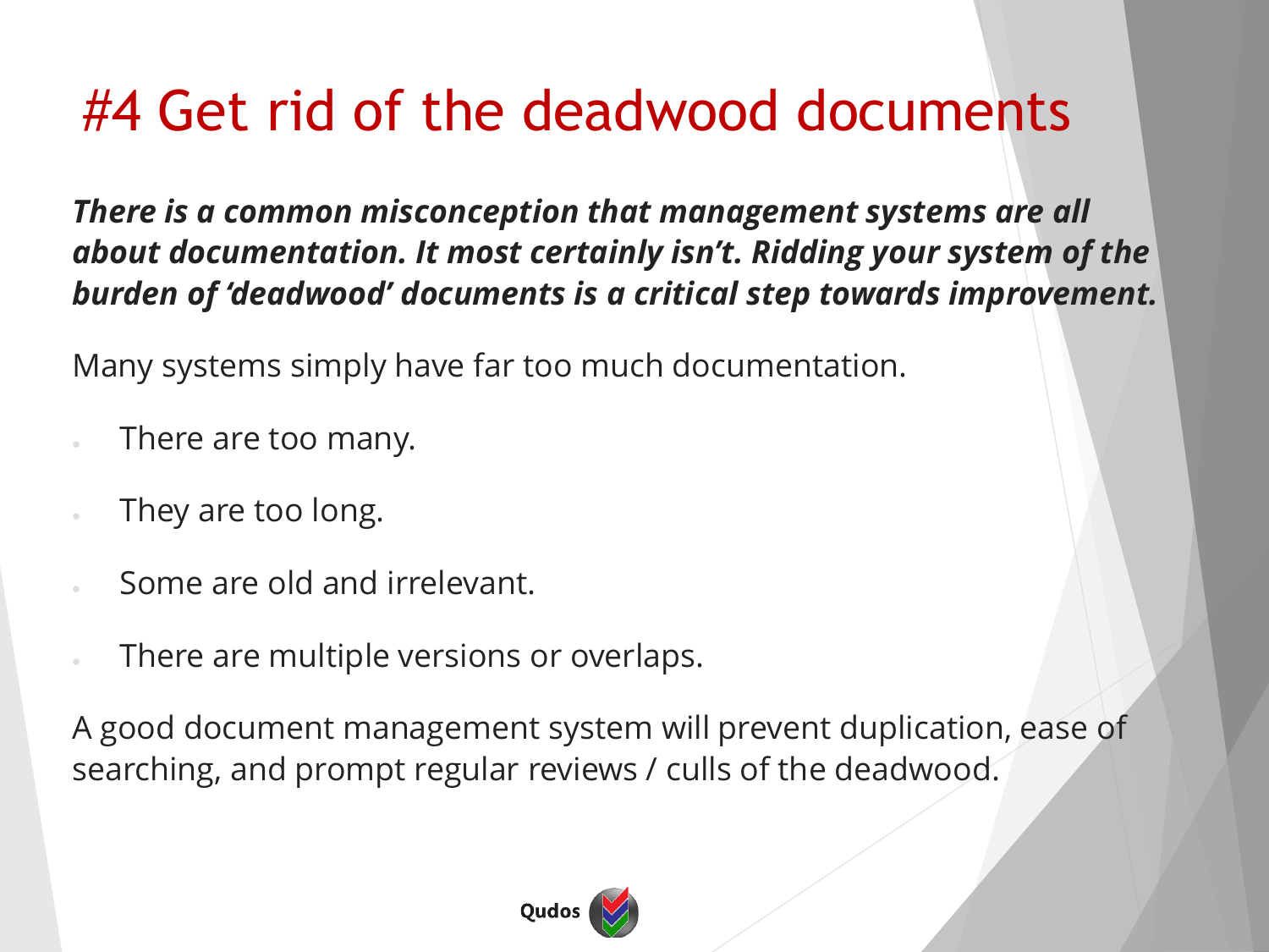# #4 Get rid of the deadwood documents

***There is a common misconception that management systems are all about documentation. It most certainly isn't. Ridding your system of the burden of 'deadwood' documents is a critical step towards improvement.***

Many systems simply have far too much documentation.

- There are too many.
- They are too long.
- Some are old and irrelevant.
- There are multiple versions or overlaps.

A good document management system will prevent duplication, ease of searching, and prompt regular reviews / culls of the deadwood.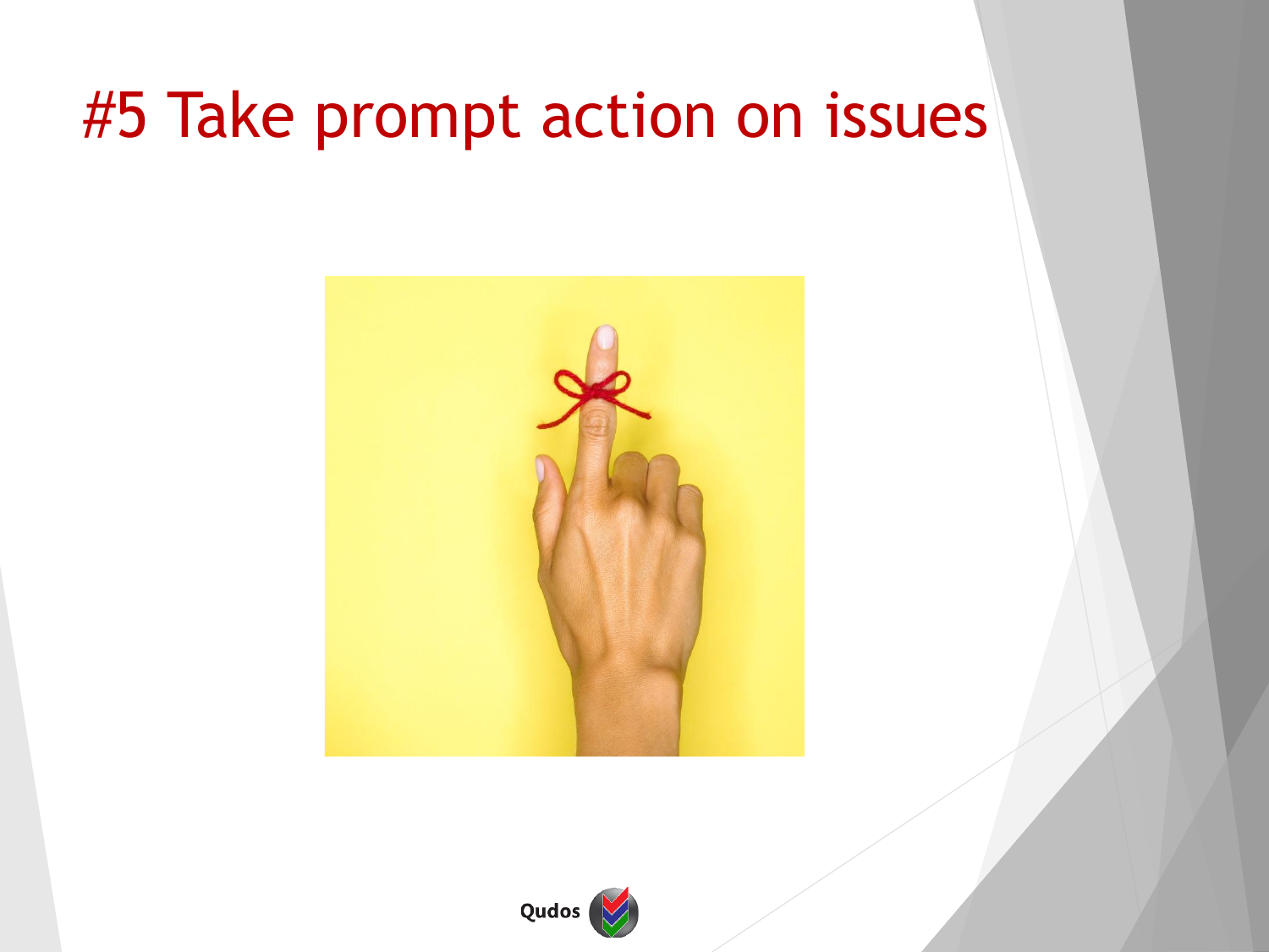# #5 Take prompt action on issues

Qudos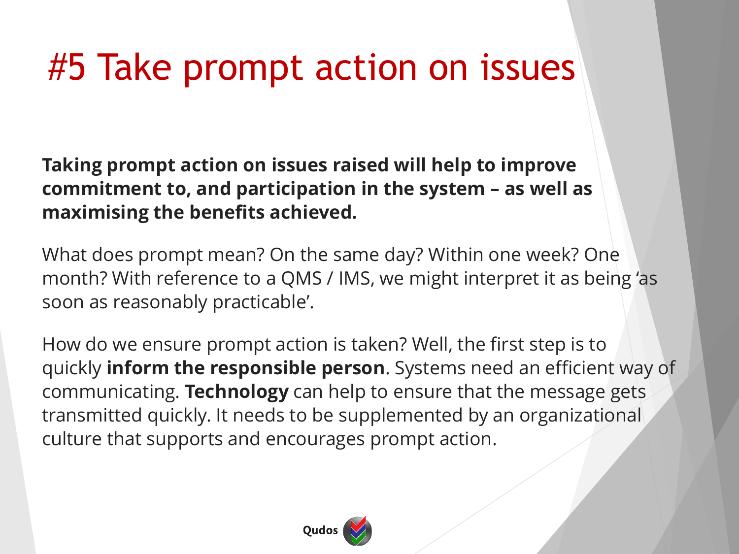# #5 Take prompt action on issues

**Taking prompt action on issues raised will help to improve commitment to, and participation in the system – as well as maximising the benefits achieved.**

What does prompt mean? On the same day? Within one week? One month? With reference to a QMS / IMS, we might interpret it as being 'as soon as reasonably practicable'.

How do we ensure prompt action is taken? Well, the first step is to quickly **inform the responsible person**. Systems need an efficient way of communicating. **Technology** can help to ensure that the message gets transmitted quickly. It needs to be supplemented by an organizational culture that supports and encourages prompt action.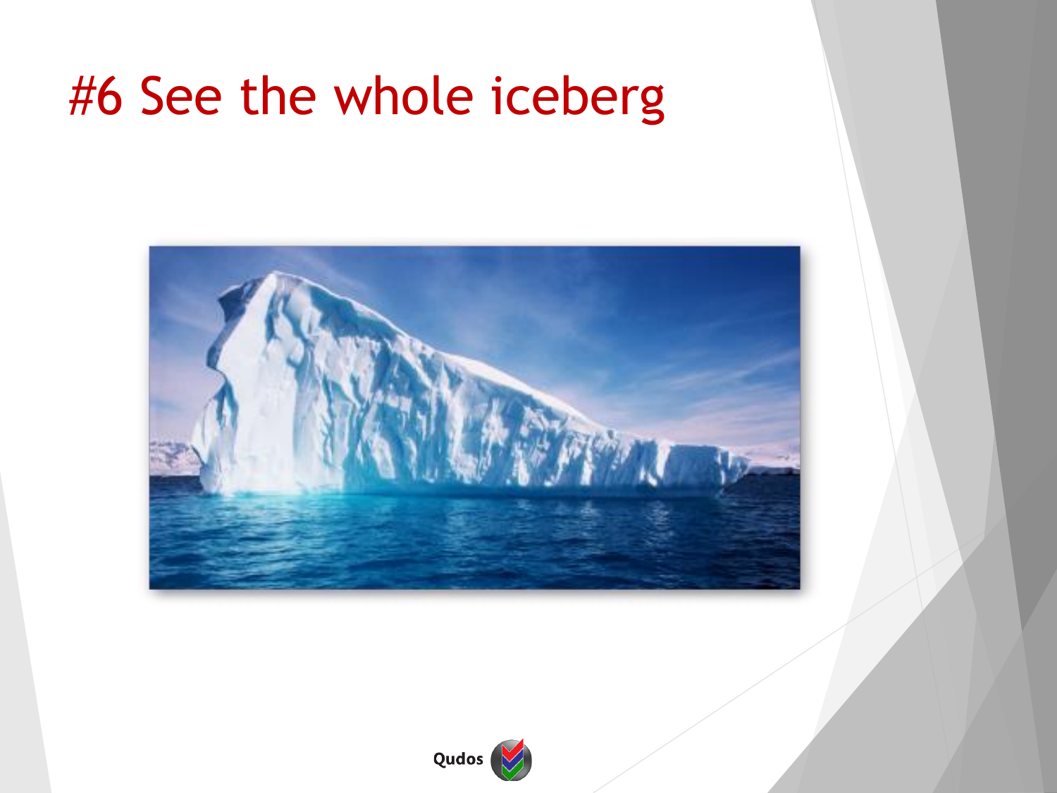# #6 See the whole iceberg

Qudos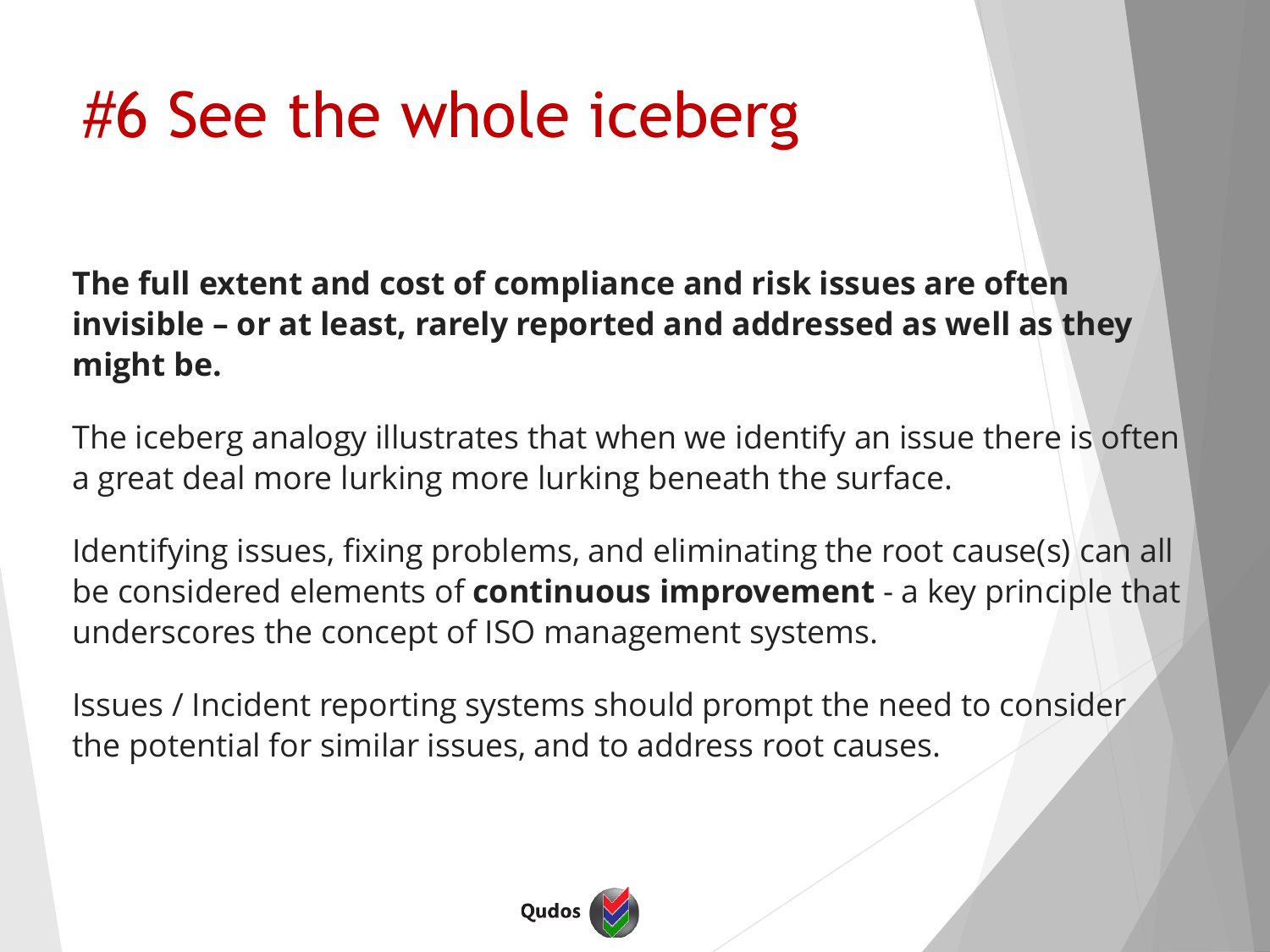# #6 See the whole iceberg

**The full extent and cost of compliance and risk issues are often invisible – or at least, rarely reported and addressed as well as they might be.**

The iceberg analogy illustrates that when we identify an issue there is often a great deal more lurking more lurking beneath the surface.

Identifying issues, fixing problems, and eliminating the root cause(s) can all be considered elements of **continuous improvement** - a key principle that underscores the concept of ISO management systems.

Issues / Incident reporting systems should prompt the need to consider the potential for similar issues, and to address root causes.

Qudos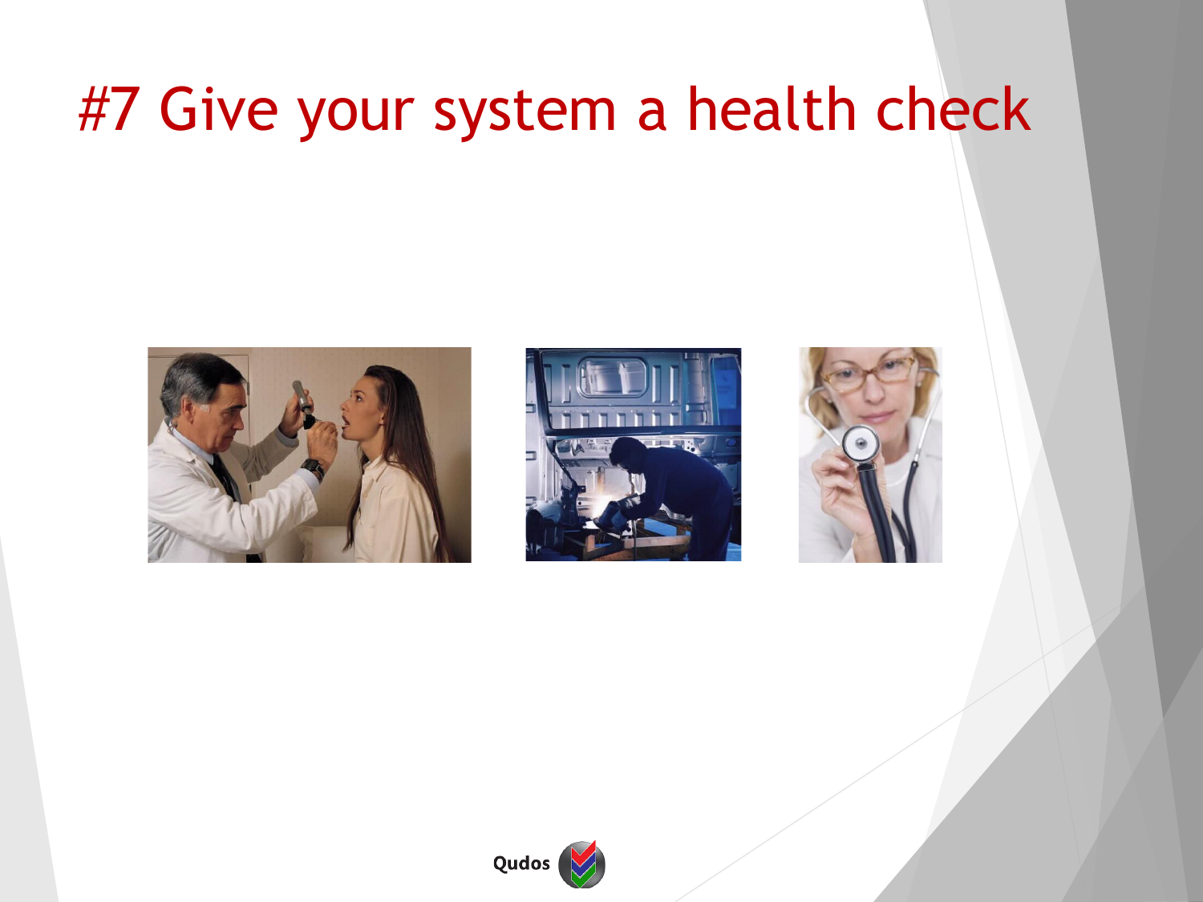# #7 Give your system a health check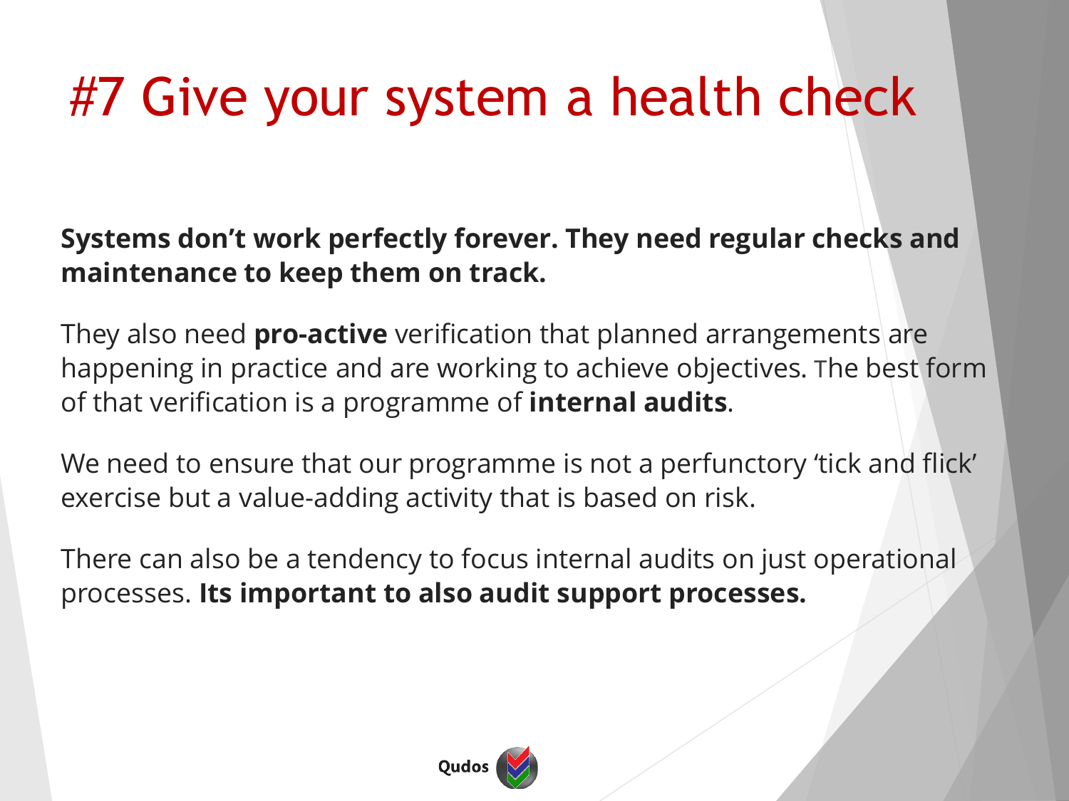# #7 Give your system a health check

**Systems don't work perfectly forever. They need regular checks and maintenance to keep them on track.**

They also need **pro-active** verification that planned arrangements are happening in practice and are working to achieve objectives. The best form of that verification is a programme of **internal audits**.

We need to ensure that our programme is not a perfunctory 'tick and flick' exercise but a value-adding activity that is based on risk.

There can also be a tendency to focus internal audits on just operational processes. **Its important to also audit support processes.**

Qudos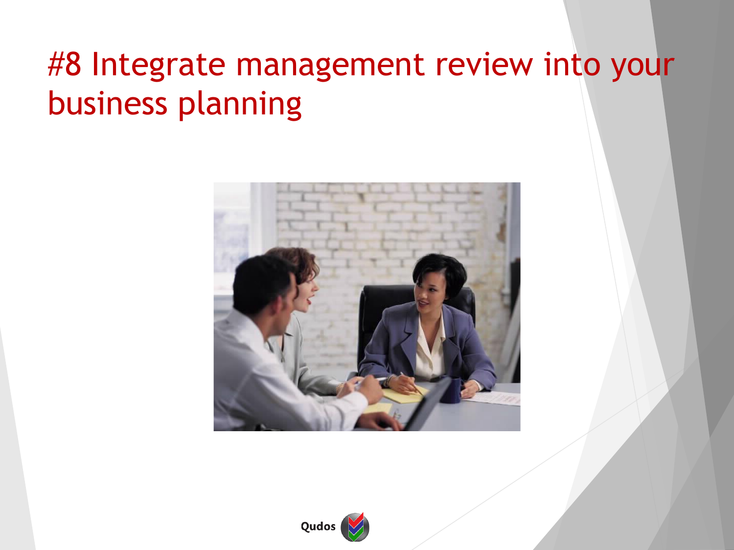# #8 Integrate management review into your business planning

Qudos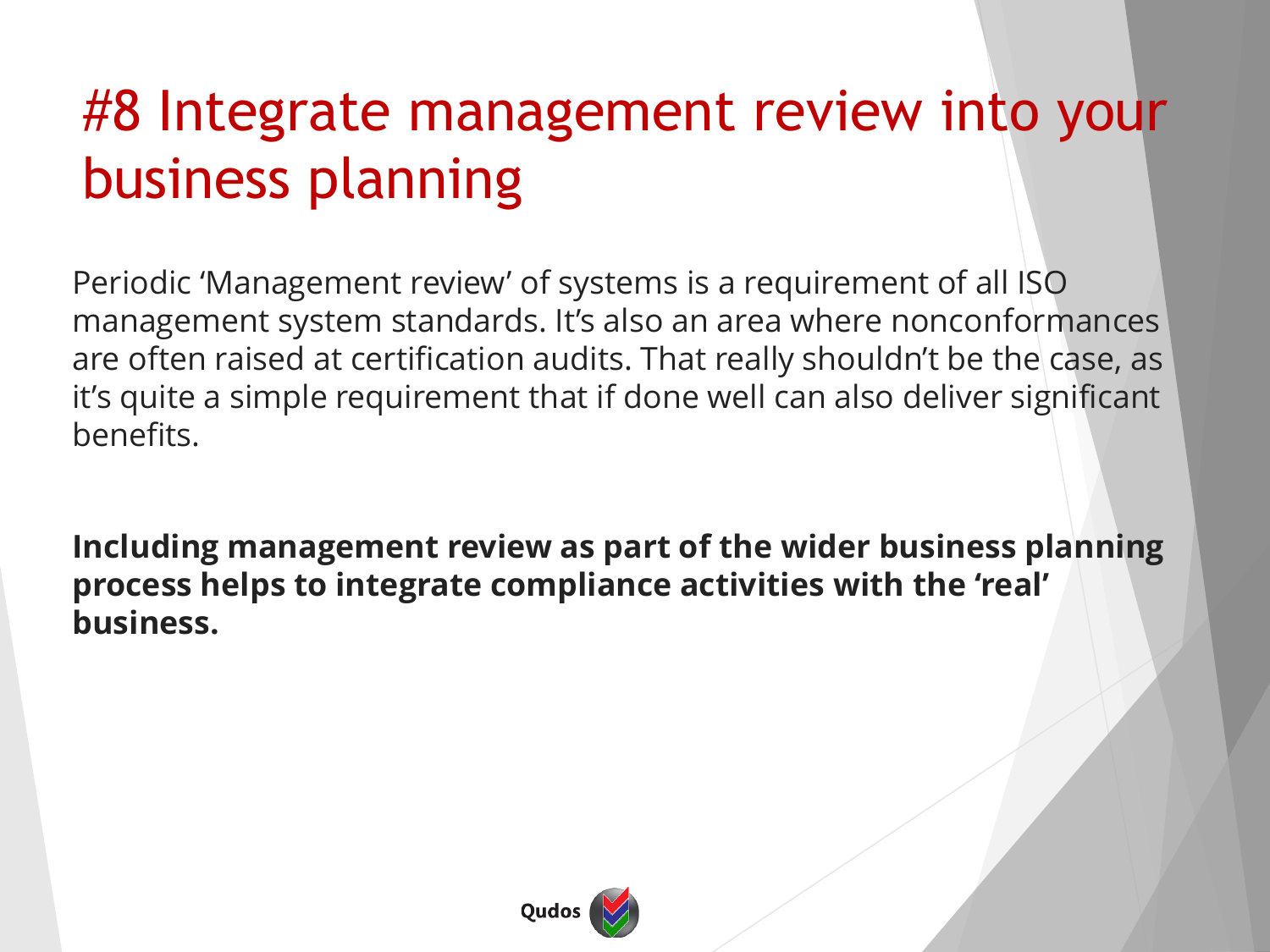# #8 Integrate management review into your business planning

Periodic 'Management review' of systems is a requirement of all ISO management system standards. It's also an area where nonconformances are often raised at certification audits. That really shouldn't be the case, as it's quite a simple requirement that if done well can also deliver significant benefits.

**Including management review as part of the wider business planning process helps to integrate compliance activities with the 'real' business.**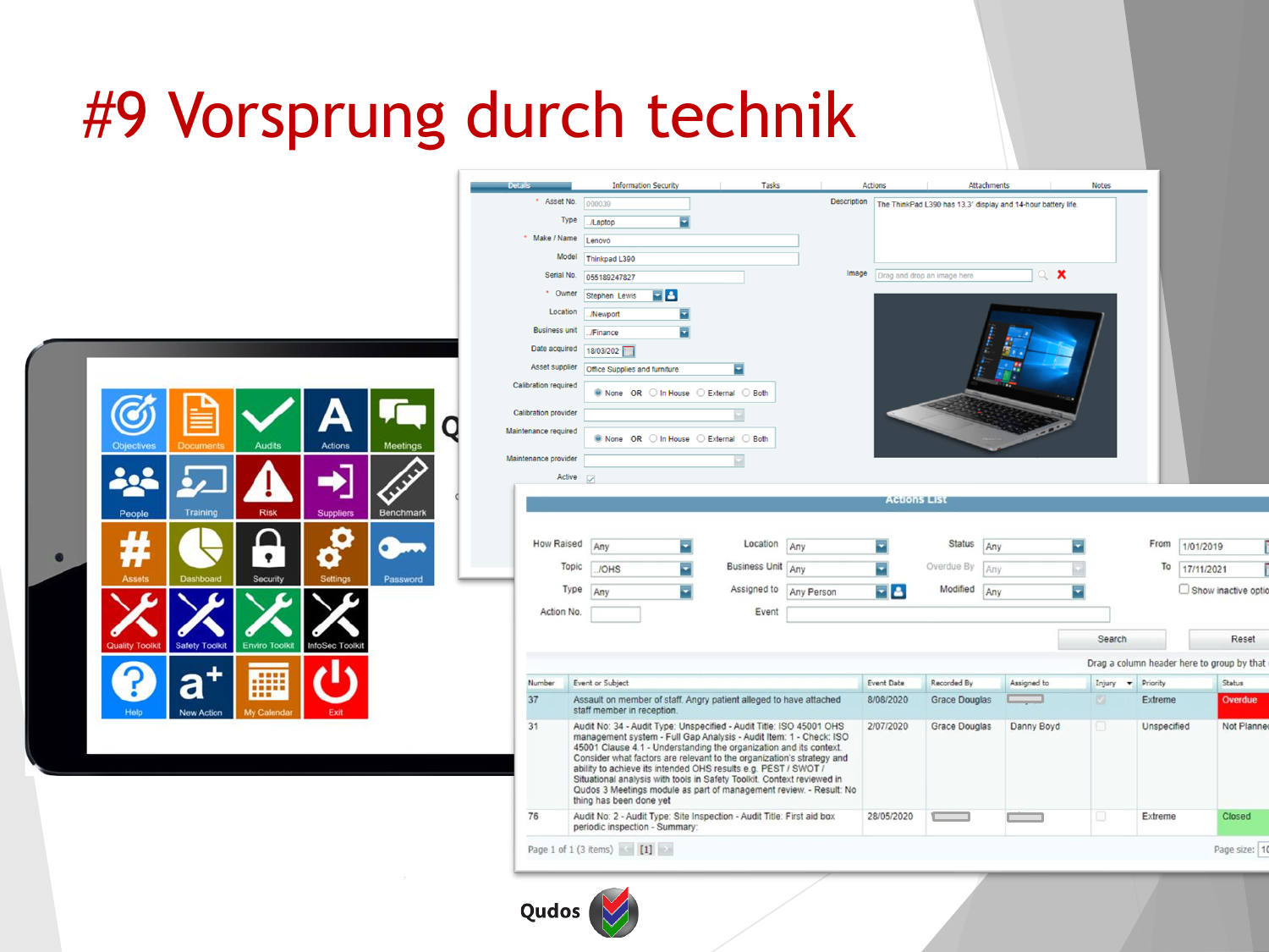# #9 Vorsprung durch technik

Objectives | Documents | Audits | Actions | Meetings
People | Training | Risk | Suppliers | Benchmark
Assets | Dashboard | Security | Settings | Password
Quality Toolkit | Safety Toolkit | Enviro Toolkit | InfoSec Toolkit
Help | New Action | My Calendar | Exit

Details | Information Security | Tasks | Actions | Attachments | Notes

Asset No. 000039
Type ../Laptop
Make / Name Lenovo
Model Thinkpad L390
Serial No. 055189247827
Owner Stephen Lewis
Location ../Newport
Business unit ../Finance
Date acquired 18/03/202
Asset supplier Office Supplies and furniture
Calibration required: None OR In House External Both
Calibration provider
Maintenance required: None OR In House External Both
Maintenance provider
Active

Description: The ThinkPad L390 has 13.3" display and 14-hour battery life.
Image: Drag and drop an image here

**Actions List**

How Raised: Any | Location: Any | Status: Any | From: 1/01/2019
Topic: ../OHS | Business Unit: Any | Overdue By: Any | To: 17/11/2021
Type: Any | Assigned to: Any Person | Modified: Any | Show inactive optio
Action No. | Event

Search | Reset

Drag a column header here to group by that

| Number | Event or Subject | Event Date | Recorded By | Assigned to | Injury | Priority | Status |
|---|---|---|---|---|---|---|---|
| 37 | Assault on member of staff. Angry patient alleged to have attached staff member in reception. | 8/08/2020 | Grace Douglas | | | Extreme | Overdue |
| 31 | Audit No: 34 - Audit Type: Unspecified - Audit Title: ISO 45001 OHS management system - Full Gap Analysis - Audit Item: 1 - Check: ISO 45001 Clause 4.1 - Understanding the organization and its context. Consider what factors are relevant to the organization's strategy and ability to achieve its intended OHS results e.g. PEST / SWOT / Situational analysis with tools in Safety Toolkit. Context reviewed in Qudos 3 Meetings module as part of management review. - Result: No thing has been done yet | 2/07/2020 | Grace Douglas | Danny Boyd | | Unspecified | Not Planne |
| 76 | Audit No: 2 - Audit Type: Site Inspection - Audit Title: First aid box periodic inspection - Summary: | 28/05/2020 | | | | Extreme | Closed |

Page 1 of 1 (3 items) [1] Page size: 10

Qudos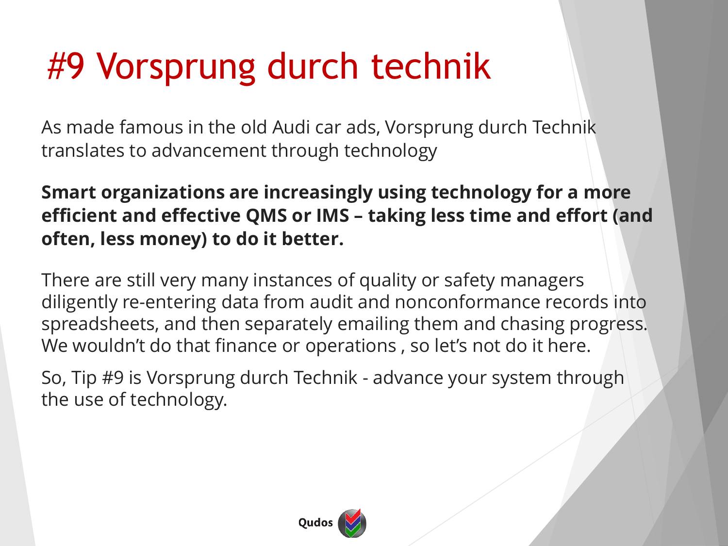# #9 Vorsprung durch technik

As made famous in the old Audi car ads, Vorsprung durch Technik translates to advancement through technology

**Smart organizations are increasingly using technology for a more efficient and effective QMS or IMS – taking less time and effort (and often, less money) to do it better.**

There are still very many instances of quality or safety managers diligently re-entering data from audit and nonconformance records into spreadsheets, and then separately emailing them and chasing progress. We wouldn't do that finance or operations , so let's not do it here.

So, Tip #9 is Vorsprung durch Technik - advance your system through the use of technology.

Qudos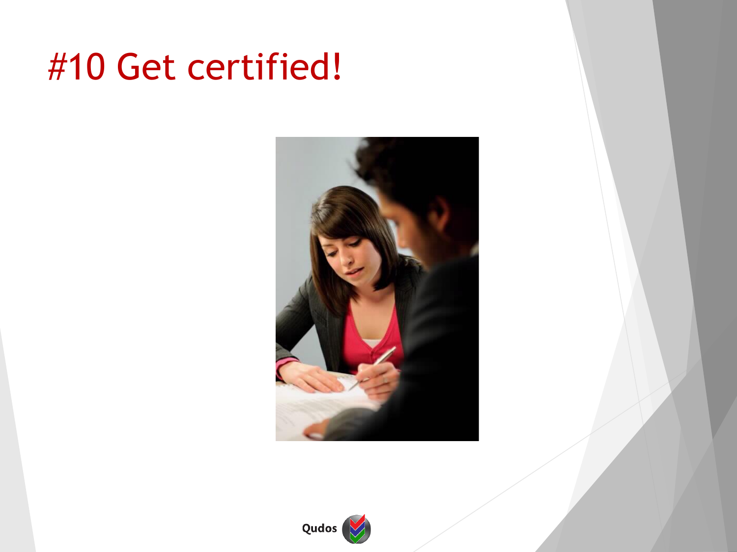# #10 Get certified!

Qudos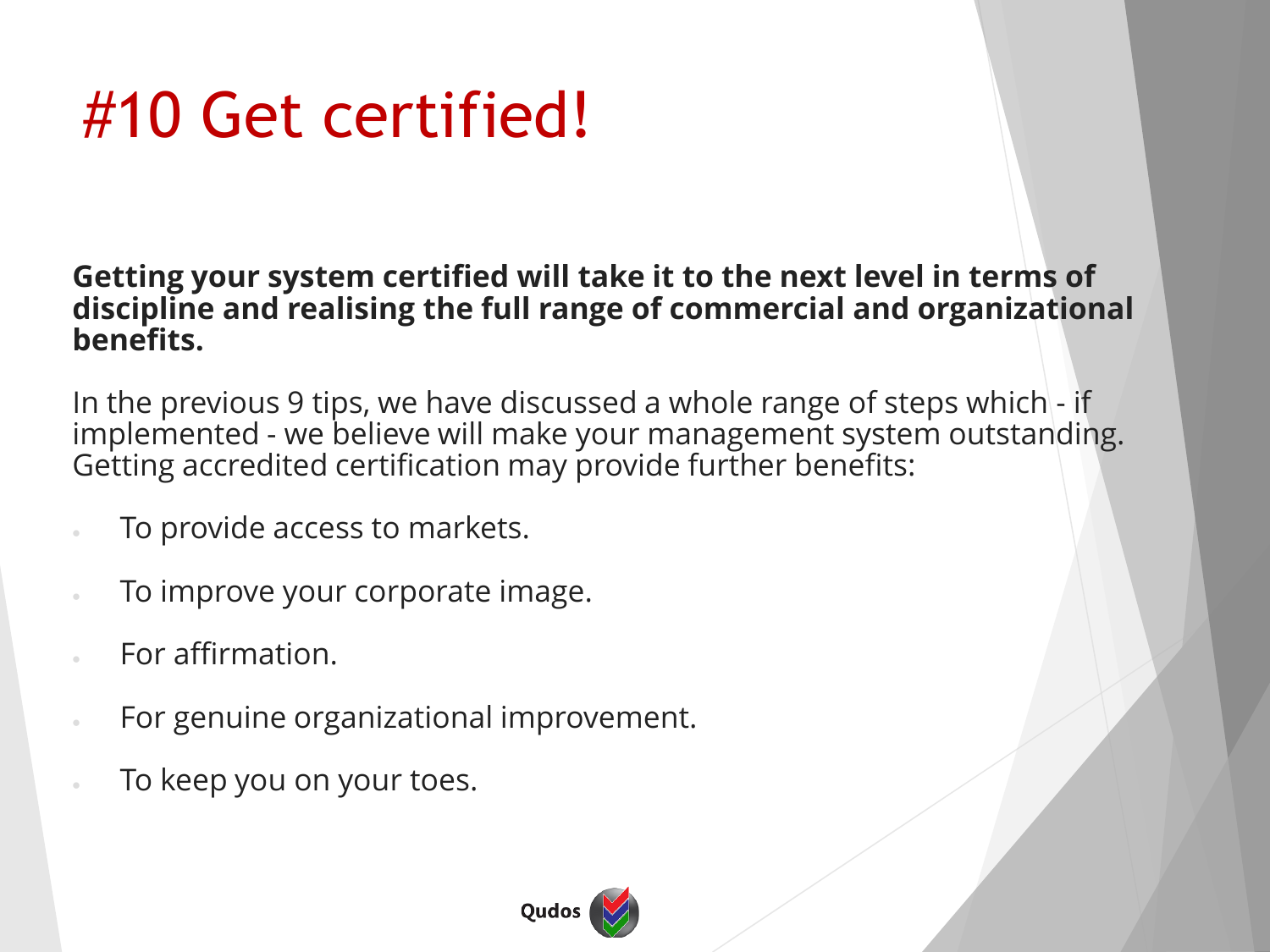# #10 Get certified!

**Getting your system certified will take it to the next level in terms of discipline and realising the full range of commercial and organizational benefits.**

In the previous 9 tips, we have discussed a whole range of steps which - if implemented - we believe will make your management system outstanding. Getting accredited certification may provide further benefits:

- To provide access to markets.
- To improve your corporate image.
- For affirmation.
- For genuine organizational improvement.
- To keep you on your toes.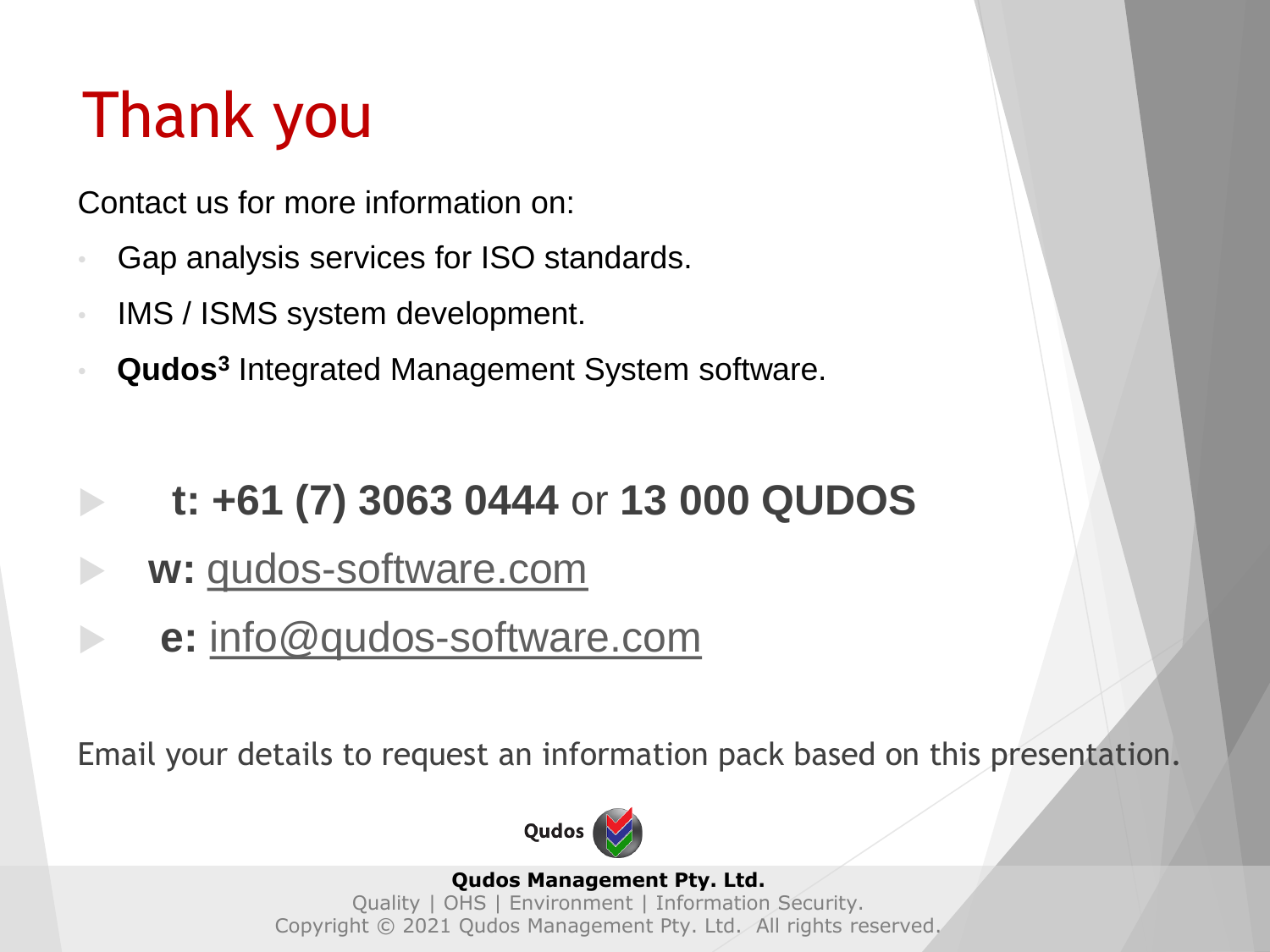# Thank you

Contact us for more information on:

- Gap analysis services for ISO standards.
- IMS / ISMS system development.
- **Qudos[3]** Integrated Management System software.

- **t: +61 (7) 3063 0444** or **13 000 QUDOS**
- **w:** qudos-software.com
- **e:** info@qudos-software.com

Email your details to request an information pack based on this presentation.

Qudos

**Qudos Management Pty. Ltd.**

Quality | OHS | Environment | Information Security.

Copyright © 2021 Qudos Management Pty. Ltd. All rights reserved.